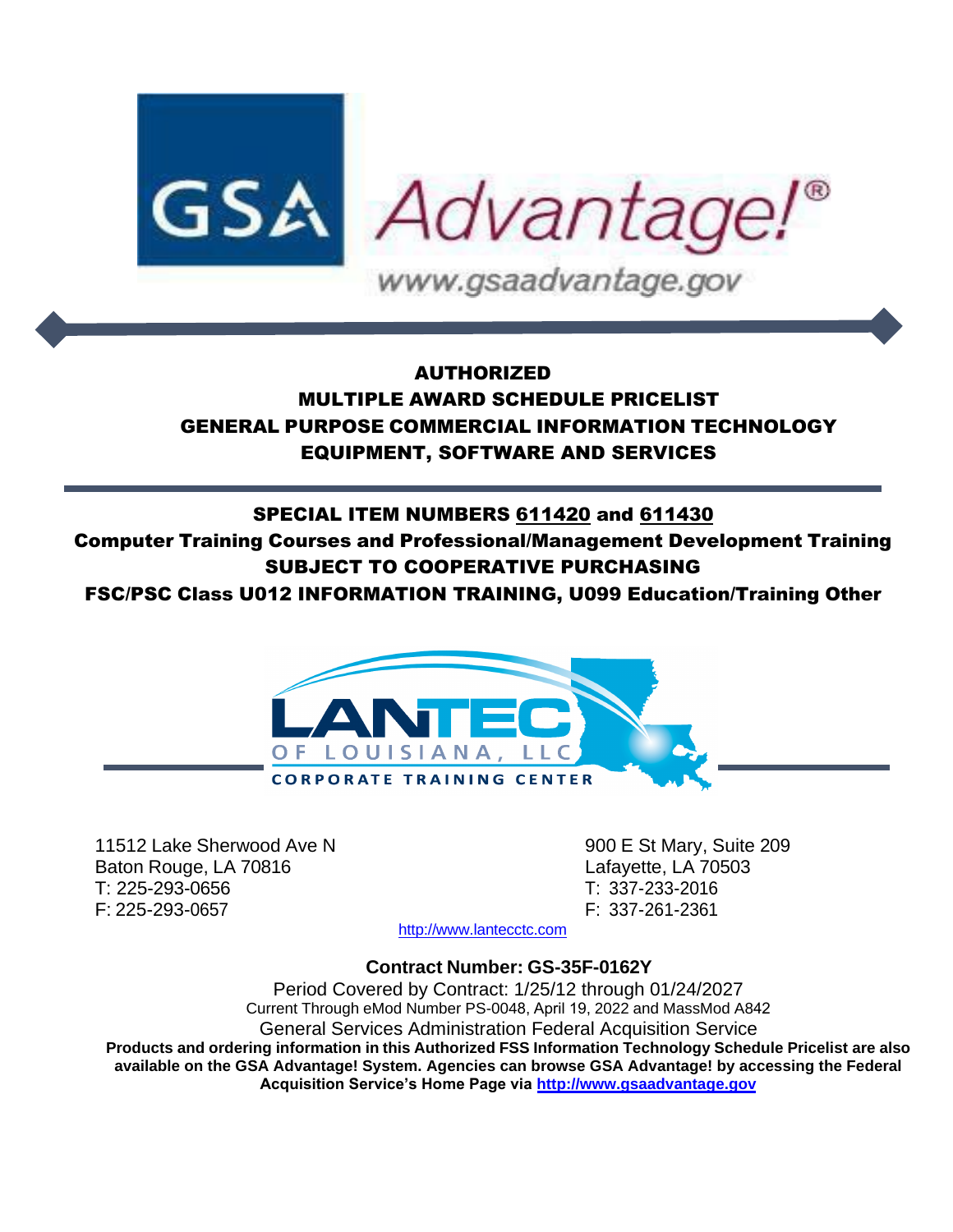GSA Advantage!®

www.gsaadvantage.gov

# AUTHORIZED
# MULTIPLE AWARD SCHEDULE PRICELIST
# GENERAL PURPOSE COMMERCIAL INFORMATION TECHNOLOGY EQUIPMENT, SOFTWARE AND SERVICES

## SPECIAL ITEM NUMBERS 611420 and 611430

**Computer Training Courses and Professional/Management Development Training**

**SUBJECT TO COOPERATIVE PURCHASING**

**FSC/PSC Class U012 INFORMATION TRAINING, U099 Education/Training Other**

LANTEC OF LOUISIANA, LLC
CORPORATE TRAINING CENTER

11512 Lake Sherwood Ave N
Baton Rouge, LA 70816
T: 225-293-0656
F: 225-293-0657

900 E St Mary, Suite 209
Lafayette, LA 70503
T: 337-233-2016
F: 337-261-2361

http://www.lantecctc.com

**Contract Number: GS-35F-0162Y**

Period Covered by Contract: 1/25/12 through 01/24/2027

Current Through eMod Number PS-0048, April 19, 2022 and MassMod A842

General Services Administration Federal Acquisition Service

**Products and ordering information in this Authorized FSS Information Technology Schedule Pricelist are also available on the GSA Advantage! System. Agencies can browse GSA Advantage! by accessing the Federal Acquisition Service's Home Page via http://www.gsaadvantage.gov**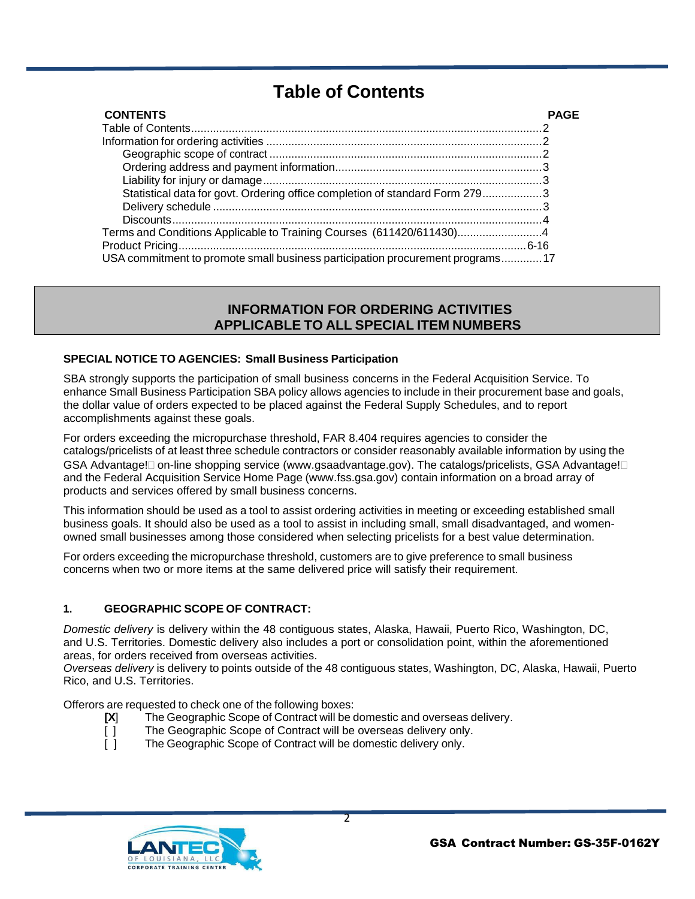# Table of Contents

| CONTENTS | PAGE |
|---|---|
| Table of Contents | 2 |
| Information for ordering activities | 2 |
| Geographic scope of contract | 2 |
| Ordering address and payment information | 3 |
| Liability for injury or damage | 3 |
| Statistical data for govt. Ordering office completion of standard Form 279 | 3 |
| Delivery schedule | 3 |
| Discounts | 4 |
| Terms and Conditions Applicable to Training Courses (611420/611430) | 4 |
| Product Pricing | 6-16 |
| USA commitment to promote small business participation procurement programs | 17 |

## INFORMATION FOR ORDERING ACTIVITIES APPLICABLE TO ALL SPECIAL ITEM NUMBERS

**SPECIAL NOTICE TO AGENCIES: Small Business Participation**

SBA strongly supports the participation of small business concerns in the Federal Acquisition Service. To enhance Small Business Participation SBA policy allows agencies to include in their procurement base and goals, the dollar value of orders expected to be placed against the Federal Supply Schedules, and to report accomplishments against these goals.

For orders exceeding the micropurchase threshold, FAR 8.404 requires agencies to consider the catalogs/pricelists of at least three schedule contractors or consider reasonably available information by using the GSA Advantage!□ on-line shopping service (www.gsaadvantage.gov). The catalogs/pricelists, GSA Advantage!□ and the Federal Acquisition Service Home Page (www.fss.gsa.gov) contain information on a broad array of products and services offered by small business concerns.

This information should be used as a tool to assist ordering activities in meeting or exceeding established small business goals. It should also be used as a tool to assist in including small, small disadvantaged, and women-owned small businesses among those considered when selecting pricelists for a best value determination.

For orders exceeding the micropurchase threshold, customers are to give preference to small business concerns when two or more items at the same delivered price will satisfy their requirement.

**1. GEOGRAPHIC SCOPE OF CONTRACT:**

*Domestic delivery* is delivery within the 48 contiguous states, Alaska, Hawaii, Puerto Rico, Washington, DC, and U.S. Territories. Domestic delivery also includes a port or consolidation point, within the aforementioned areas, for orders received from overseas activities.
*Overseas delivery* is delivery to points outside of the 48 contiguous states, Washington, DC, Alaska, Hawaii, Puerto Rico, and U.S. Territories.

Offerors are requested to check one of the following boxes:

- [X] The Geographic Scope of Contract will be domestic and overseas delivery.
- [ ] The Geographic Scope of Contract will be overseas delivery only.
- [ ] The Geographic Scope of Contract will be domestic delivery only.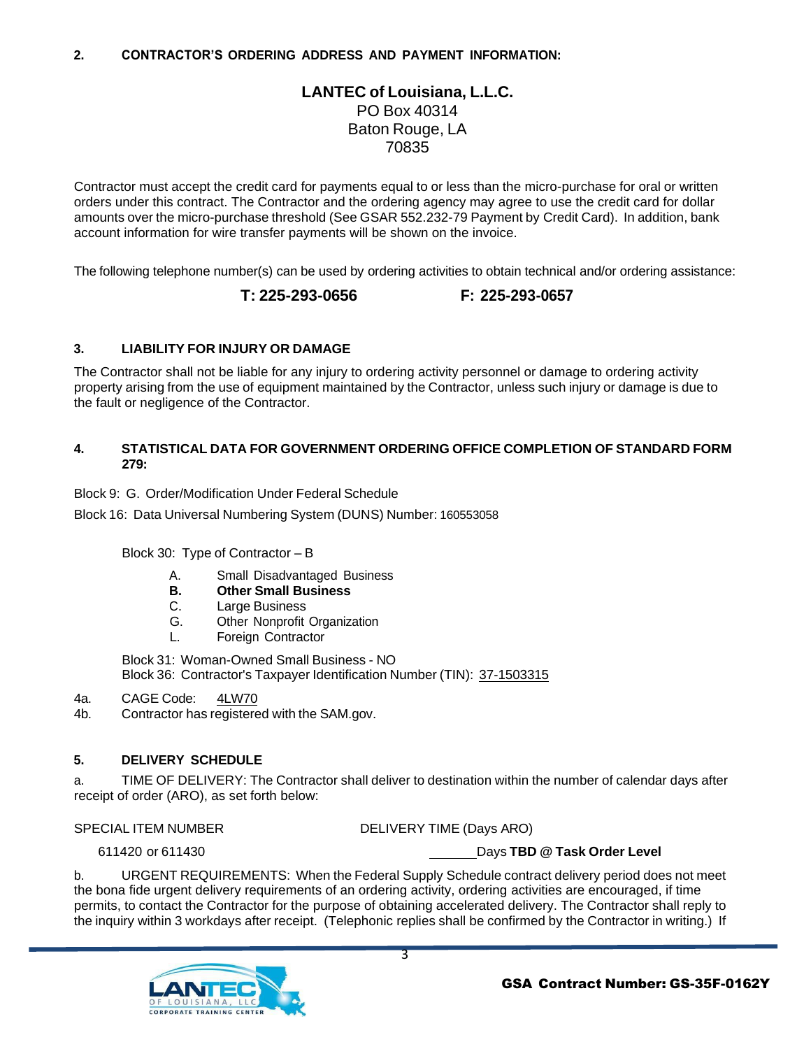**2. CONTRACTOR'S ORDERING ADDRESS AND PAYMENT INFORMATION:**

**LANTEC of Louisiana, L.L.C.**
PO Box 40314
Baton Rouge, LA
70835

Contractor must accept the credit card for payments equal to or less than the micro-purchase for oral or written orders under this contract. The Contractor and the ordering agency may agree to use the credit card for dollar amounts over the micro-purchase threshold (See GSAR 552.232-79 Payment by Credit Card). In addition, bank account information for wire transfer payments will be shown on the invoice.

The following telephone number(s) can be used by ordering activities to obtain technical and/or ordering assistance:

**T: 225-293-0656 F: 225-293-0657**

**3. LIABILITY FOR INJURY OR DAMAGE**

The Contractor shall not be liable for any injury to ordering activity personnel or damage to ordering activity property arising from the use of equipment maintained by the Contractor, unless such injury or damage is due to the fault or negligence of the Contractor.

**4. STATISTICAL DATA FOR GOVERNMENT ORDERING OFFICE COMPLETION OF STANDARD FORM 279:**

Block 9: G. Order/Modification Under Federal Schedule

Block 16: Data Universal Numbering System (DUNS) Number: 160553058

Block 30: Type of Contractor – B

- A. Small Disadvantaged Business
- **B. Other Small Business**
- C. Large Business
- G. Other Nonprofit Organization
- L. Foreign Contractor

Block 31: Woman-Owned Small Business - NO
Block 36: Contractor's Taxpayer Identification Number (TIN): 37-1503315

4a. CAGE Code: 4LW70
4b. Contractor has registered with the SAM.gov.

**5. DELIVERY SCHEDULE**

a. TIME OF DELIVERY: The Contractor shall deliver to destination within the number of calendar days after receipt of order (ARO), as set forth below:

| SPECIAL ITEM NUMBER | DELIVERY TIME (Days ARO) |
|---|---|
| 611420 or 611430 | ______Days **TBD @ Task Order Level** |

b. URGENT REQUIREMENTS: When the Federal Supply Schedule contract delivery period does not meet the bona fide urgent delivery requirements of an ordering activity, ordering activities are encouraged, if time permits, to contact the Contractor for the purpose of obtaining accelerated delivery. The Contractor shall reply to the inquiry within 3 workdays after receipt. (Telephonic replies shall be confirmed by the Contractor in writing.) If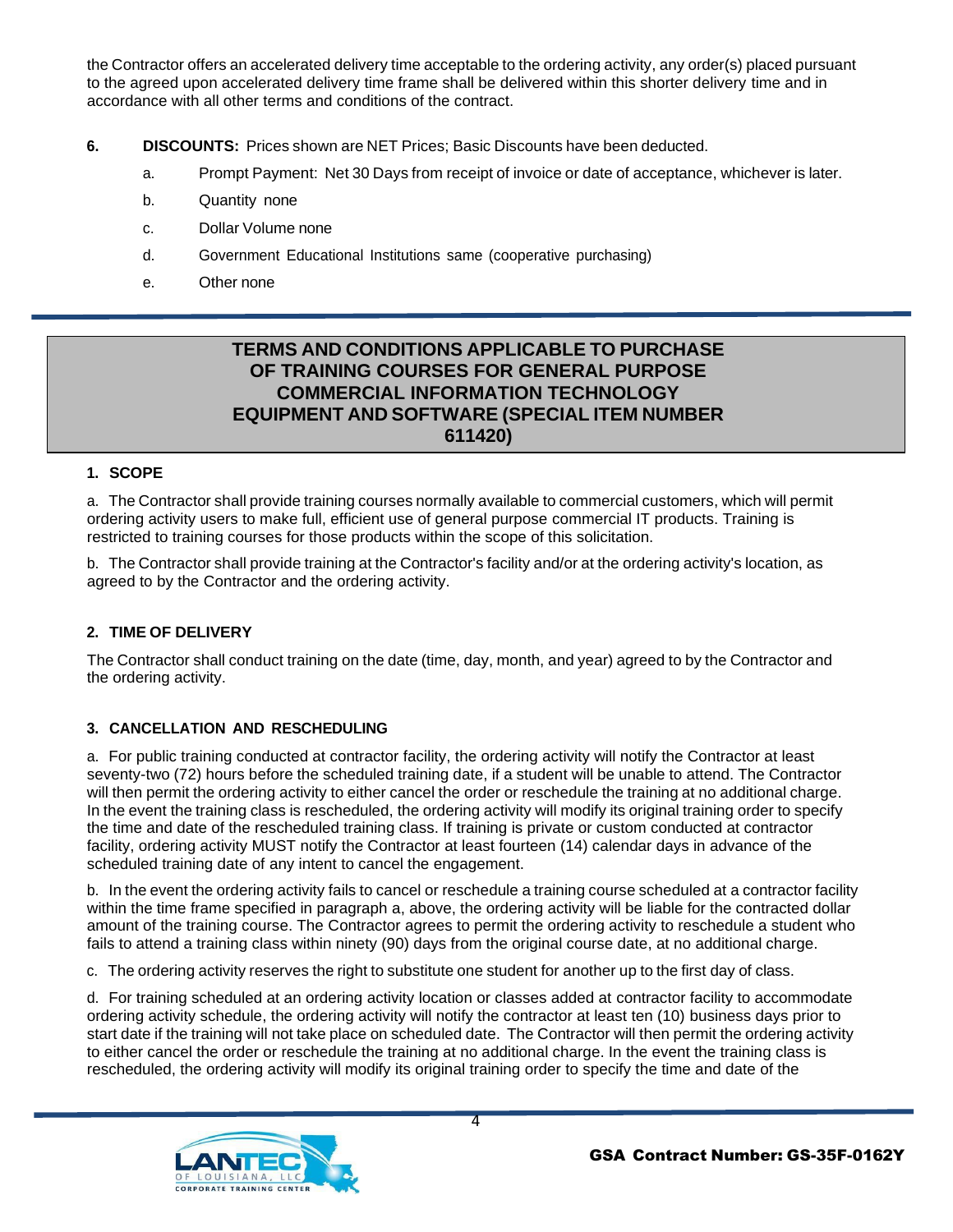the Contractor offers an accelerated delivery time acceptable to the ordering activity, any order(s) placed pursuant to the agreed upon accelerated delivery time frame shall be delivered within this shorter delivery time and in accordance with all other terms and conditions of the contract.

**6. DISCOUNTS:** Prices shown are NET Prices; Basic Discounts have been deducted.

a. Prompt Payment: Net 30 Days from receipt of invoice or date of acceptance, whichever is later.

b. Quantity none

c. Dollar Volume none

d. Government Educational Institutions same (cooperative purchasing)

e. Other none

## TERMS AND CONDITIONS APPLICABLE TO PURCHASE OF TRAINING COURSES FOR GENERAL PURPOSE COMMERCIAL INFORMATION TECHNOLOGY EQUIPMENT AND SOFTWARE (SPECIAL ITEM NUMBER 611420)

### 1. SCOPE

a. The Contractor shall provide training courses normally available to commercial customers, which will permit ordering activity users to make full, efficient use of general purpose commercial IT products. Training is restricted to training courses for those products within the scope of this solicitation.

b. The Contractor shall provide training at the Contractor's facility and/or at the ordering activity's location, as agreed to by the Contractor and the ordering activity.

### 2. TIME OF DELIVERY

The Contractor shall conduct training on the date (time, day, month, and year) agreed to by the Contractor and the ordering activity.

### 3. CANCELLATION AND RESCHEDULING

a. For public training conducted at contractor facility, the ordering activity will notify the Contractor at least seventy-two (72) hours before the scheduled training date, if a student will be unable to attend. The Contractor will then permit the ordering activity to either cancel the order or reschedule the training at no additional charge. In the event the training class is rescheduled, the ordering activity will modify its original training order to specify the time and date of the rescheduled training class. If training is private or custom conducted at contractor facility, ordering activity MUST notify the Contractor at least fourteen (14) calendar days in advance of the scheduled training date of any intent to cancel the engagement.

b. In the event the ordering activity fails to cancel or reschedule a training course scheduled at a contractor facility within the time frame specified in paragraph a, above, the ordering activity will be liable for the contracted dollar amount of the training course. The Contractor agrees to permit the ordering activity to reschedule a student who fails to attend a training class within ninety (90) days from the original course date, at no additional charge.

c. The ordering activity reserves the right to substitute one student for another up to the first day of class.

d. For training scheduled at an ordering activity location or classes added at contractor facility to accommodate ordering activity schedule, the ordering activity will notify the contractor at least ten (10) business days prior to start date if the training will not take place on scheduled date. The Contractor will then permit the ordering activity to either cancel the order or reschedule the training at no additional charge. In the event the training class is rescheduled, the ordering activity will modify its original training order to specify the time and date of the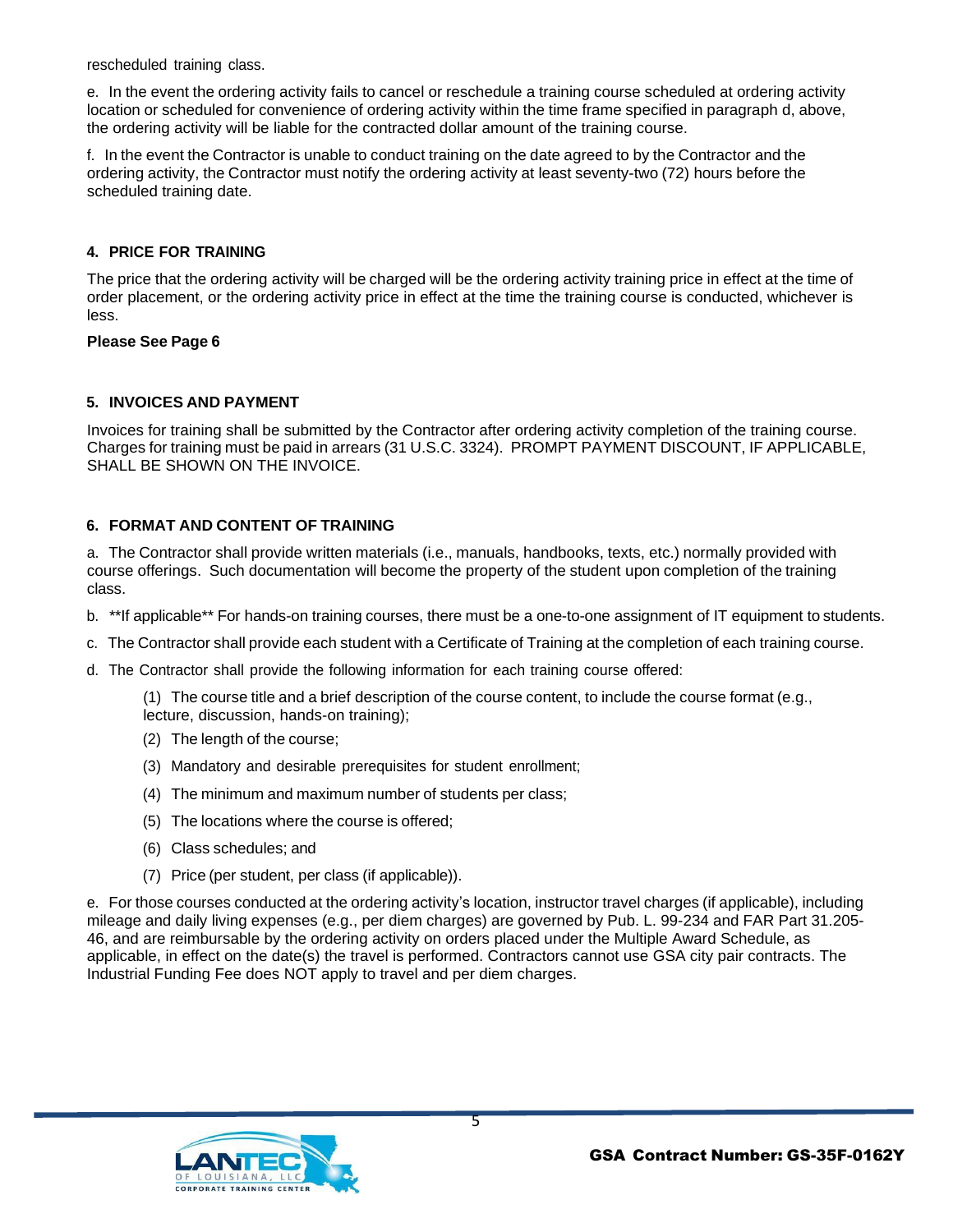rescheduled training class.

e. In the event the ordering activity fails to cancel or reschedule a training course scheduled at ordering activity location or scheduled for convenience of ordering activity within the time frame specified in paragraph d, above, the ordering activity will be liable for the contracted dollar amount of the training course.

f. In the event the Contractor is unable to conduct training on the date agreed to by the Contractor and the ordering activity, the Contractor must notify the ordering activity at least seventy-two (72) hours before the scheduled training date.

### 4. PRICE FOR TRAINING

The price that the ordering activity will be charged will be the ordering activity training price in effect at the time of order placement, or the ordering activity price in effect at the time the training course is conducted, whichever is less.

**Please See Page 6**

### 5. INVOICES AND PAYMENT

Invoices for training shall be submitted by the Contractor after ordering activity completion of the training course. Charges for training must be paid in arrears (31 U.S.C. 3324). PROMPT PAYMENT DISCOUNT, IF APPLICABLE, SHALL BE SHOWN ON THE INVOICE.

### 6. FORMAT AND CONTENT OF TRAINING

a. The Contractor shall provide written materials (i.e., manuals, handbooks, texts, etc.) normally provided with course offerings. Such documentation will become the property of the student upon completion of the training class.

b. **If applicable** For hands-on training courses, there must be a one-to-one assignment of IT equipment to students.

c. The Contractor shall provide each student with a Certificate of Training at the completion of each training course.

d. The Contractor shall provide the following information for each training course offered:

(1) The course title and a brief description of the course content, to include the course format (e.g., lecture, discussion, hands-on training);

(2) The length of the course;

(3) Mandatory and desirable prerequisites for student enrollment;

(4) The minimum and maximum number of students per class;

(5) The locations where the course is offered;

(6) Class schedules; and

(7) Price (per student, per class (if applicable)).

e. For those courses conducted at the ordering activity's location, instructor travel charges (if applicable), including mileage and daily living expenses (e.g., per diem charges) are governed by Pub. L. 99-234 and FAR Part 31.205-46, and are reimbursable by the ordering activity on orders placed under the Multiple Award Schedule, as applicable, in effect on the date(s) the travel is performed. Contractors cannot use GSA city pair contracts. The Industrial Funding Fee does NOT apply to travel and per diem charges.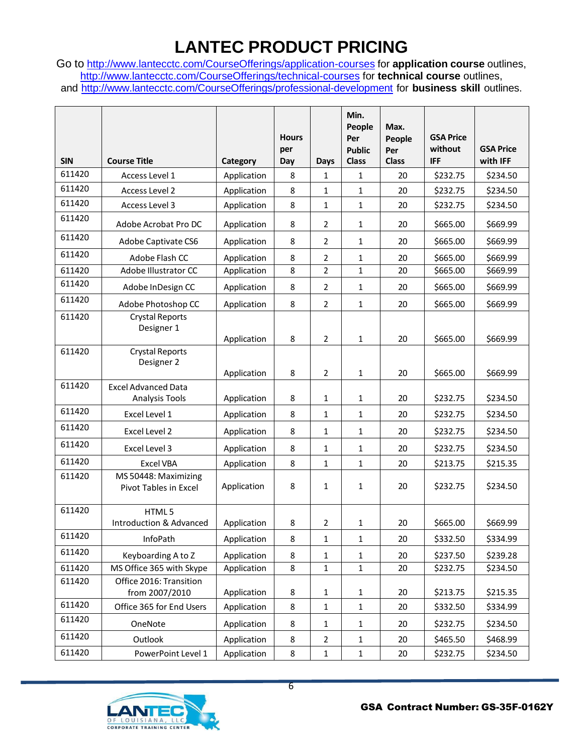# LANTEC PRODUCT PRICING

Go to http://www.lantecctc.com/CourseOfferings/application-courses for **application course** outlines, http://www.lantecctc.com/CourseOfferings/technical-courses for **technical course** outlines, and http://www.lantecctc.com/CourseOfferings/professional-development for **business skill** outlines.

| SIN | Course Title | Category | Hours per Day | Days | Min. People Per Public Class | Max. People Per Class | GSA Price without IFF | GSA Price with IFF |
|---|---|---|---|---|---|---|---|---|
| 611420 | Access Level 1 | Application | 8 | 1 | 1 | 20 | $232.75 | $234.50 |
| 611420 | Access Level 2 | Application | 8 | 1 | 1 | 20 | $232.75 | $234.50 |
| 611420 | Access Level 3 | Application | 8 | 1 | 1 | 20 | $232.75 | $234.50 |
| 611420 | Adobe Acrobat Pro DC | Application | 8 | 2 | 1 | 20 | $665.00 | $669.99 |
| 611420 | Adobe Captivate CS6 | Application | 8 | 2 | 1 | 20 | $665.00 | $669.99 |
| 611420 | Adobe Flash CC | Application | 8 | 2 | 1 | 20 | $665.00 | $669.99 |
| 611420 | Adobe Illustrator CC | Application | 8 | 2 | 1 | 20 | $665.00 | $669.99 |
| 611420 | Adobe InDesign CC | Application | 8 | 2 | 1 | 20 | $665.00 | $669.99 |
| 611420 | Adobe Photoshop CC | Application | 8 | 2 | 1 | 20 | $665.00 | $669.99 |
| 611420 | Crystal Reports Designer 1 | Application | 8 | 2 | 1 | 20 | $665.00 | $669.99 |
| 611420 | Crystal Reports Designer 2 | Application | 8 | 2 | 1 | 20 | $665.00 | $669.99 |
| 611420 | Excel Advanced Data Analysis Tools | Application | 8 | 1 | 1 | 20 | $232.75 | $234.50 |
| 611420 | Excel Level 1 | Application | 8 | 1 | 1 | 20 | $232.75 | $234.50 |
| 611420 | Excel Level 2 | Application | 8 | 1 | 1 | 20 | $232.75 | $234.50 |
| 611420 | Excel Level 3 | Application | 8 | 1 | 1 | 20 | $232.75 | $234.50 |
| 611420 | Excel VBA | Application | 8 | 1 | 1 | 20 | $213.75 | $215.35 |
| 611420 | MS 50448: Maximizing Pivot Tables in Excel | Application | 8 | 1 | 1 | 20 | $232.75 | $234.50 |
| 611420 | HTML 5 Introduction & Advanced | Application | 8 | 2 | 1 | 20 | $665.00 | $669.99 |
| 611420 | InfoPath | Application | 8 | 1 | 1 | 20 | $332.50 | $334.99 |
| 611420 | Keyboarding A to Z | Application | 8 | 1 | 1 | 20 | $237.50 | $239.28 |
| 611420 | MS Office 365 with Skype | Application | 8 | 1 | 1 | 20 | $232.75 | $234.50 |
| 611420 | Office 2016: Transition from 2007/2010 | Application | 8 | 1 | 1 | 20 | $213.75 | $215.35 |
| 611420 | Office 365 for End Users | Application | 8 | 1 | 1 | 20 | $332.50 | $334.99 |
| 611420 | OneNote | Application | 8 | 1 | 1 | 20 | $232.75 | $234.50 |
| 611420 | Outlook | Application | 8 | 2 | 1 | 20 | $465.50 | $468.99 |
| 611420 | PowerPoint Level 1 | Application | 8 | 1 | 1 | 20 | $232.75 | $234.50 |

GSA Contract Number: GS-35F-0162Y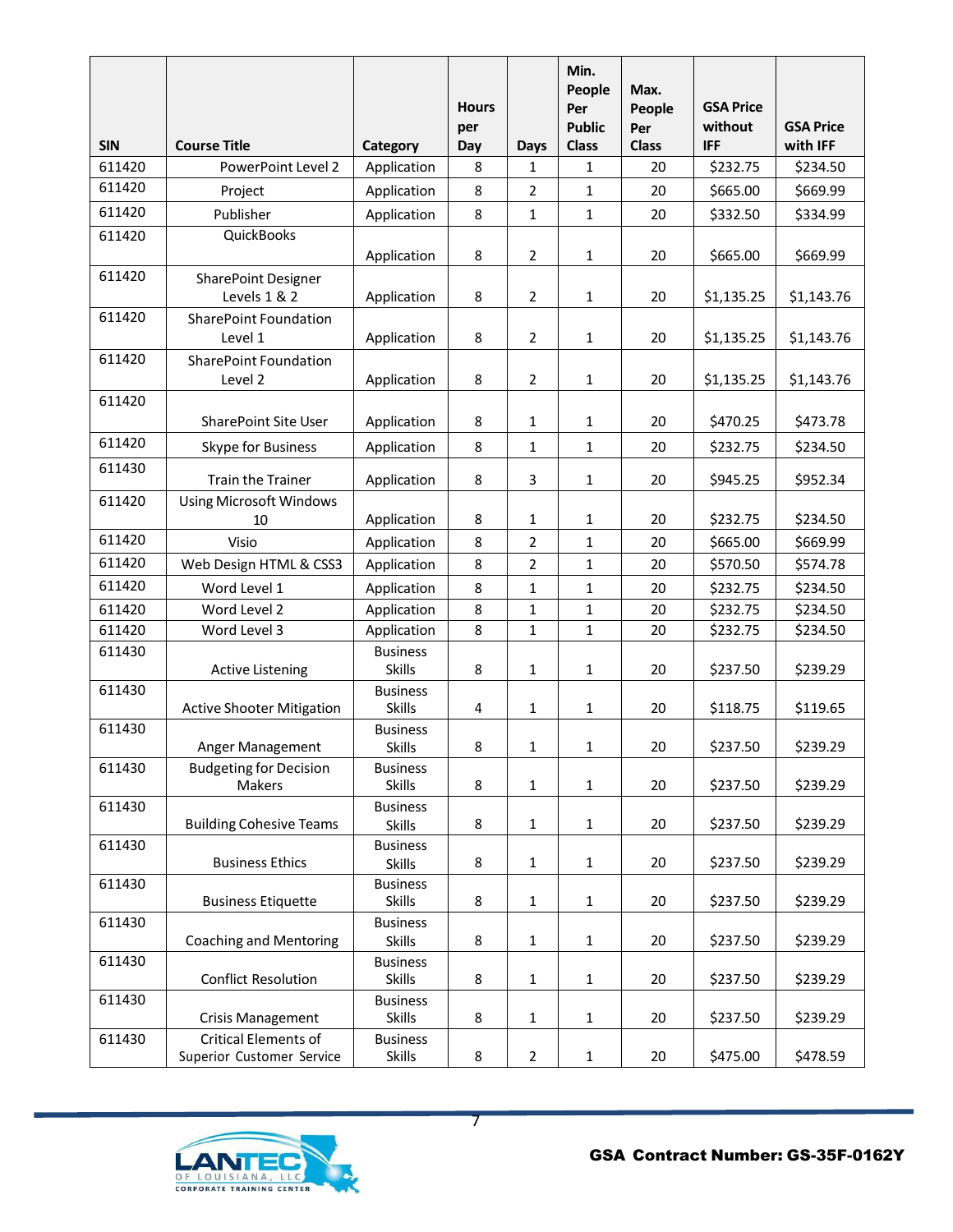| SIN | Course Title | Category | Hours per Day | Days | Min. People Per Public Class | Max. People Per Class | GSA Price without IFF | GSA Price with IFF |
|---|---|---|---|---|---|---|---|---|
| 611420 | PowerPoint Level 2 | Application | 8 | 1 | 1 | 20 | $232.75 | $234.50 |
| 611420 | Project | Application | 8 | 2 | 1 | 20 | $665.00 | $669.99 |
| 611420 | Publisher | Application | 8 | 1 | 1 | 20 | $332.50 | $334.99 |
| 611420 | QuickBooks | Application | 8 | 2 | 1 | 20 | $665.00 | $669.99 |
| 611420 | SharePoint Designer Levels 1 & 2 | Application | 8 | 2 | 1 | 20 | $1,135.25 | $1,143.76 |
| 611420 | SharePoint Foundation Level 1 | Application | 8 | 2 | 1 | 20 | $1,135.25 | $1,143.76 |
| 611420 | SharePoint Foundation Level 2 | Application | 8 | 2 | 1 | 20 | $1,135.25 | $1,143.76 |
| 611420 | SharePoint Site User | Application | 8 | 1 | 1 | 20 | $470.25 | $473.78 |
| 611420 | Skype for Business | Application | 8 | 1 | 1 | 20 | $232.75 | $234.50 |
| 611430 | Train the Trainer | Application | 8 | 3 | 1 | 20 | $945.25 | $952.34 |
| 611420 | Using Microsoft Windows 10 | Application | 8 | 1 | 1 | 20 | $232.75 | $234.50 |
| 611420 | Visio | Application | 8 | 2 | 1 | 20 | $665.00 | $669.99 |
| 611420 | Web Design HTML & CSS3 | Application | 8 | 2 | 1 | 20 | $570.50 | $574.78 |
| 611420 | Word Level 1 | Application | 8 | 1 | 1 | 20 | $232.75 | $234.50 |
| 611420 | Word Level 2 | Application | 8 | 1 | 1 | 20 | $232.75 | $234.50 |
| 611420 | Word Level 3 | Application | 8 | 1 | 1 | 20 | $232.75 | $234.50 |
| 611430 | Active Listening | Business Skills | 8 | 1 | 1 | 20 | $237.50 | $239.29 |
| 611430 | Active Shooter Mitigation | Business Skills | 4 | 1 | 1 | 20 | $118.75 | $119.65 |
| 611430 | Anger Management | Business Skills | 8 | 1 | 1 | 20 | $237.50 | $239.29 |
| 611430 | Budgeting for Decision Makers | Business Skills | 8 | 1 | 1 | 20 | $237.50 | $239.29 |
| 611430 | Building Cohesive Teams | Business Skills | 8 | 1 | 1 | 20 | $237.50 | $239.29 |
| 611430 | Business Ethics | Business Skills | 8 | 1 | 1 | 20 | $237.50 | $239.29 |
| 611430 | Business Etiquette | Business Skills | 8 | 1 | 1 | 20 | $237.50 | $239.29 |
| 611430 | Coaching and Mentoring | Business Skills | 8 | 1 | 1 | 20 | $237.50 | $239.29 |
| 611430 | Conflict Resolution | Business Skills | 8 | 1 | 1 | 20 | $237.50 | $239.29 |
| 611430 | Crisis Management | Business Skills | 8 | 1 | 1 | 20 | $237.50 | $239.29 |
| 611430 | Critical Elements of Superior Customer Service | Business Skills | 8 | 2 | 1 | 20 | $475.00 | $478.59 |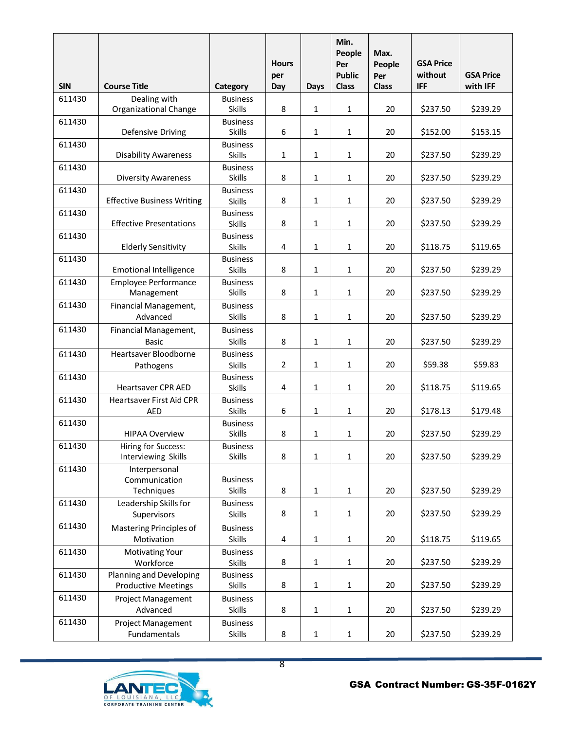| SIN | Course Title | Category | Hours per Day | Days | Min. People Per Public Class | Max. People Per Class | GSA Price without IFF | GSA Price with IFF |
|---|---|---|---|---|---|---|---|---|
| 611430 | Dealing with Organizational Change | Business Skills | 8 | 1 | 1 | 20 | $237.50 | $239.29 |
| 611430 | Defensive Driving | Business Skills | 6 | 1 | 1 | 20 | $152.00 | $153.15 |
| 611430 | Disability Awareness | Business Skills | 1 | 1 | 1 | 20 | $237.50 | $239.29 |
| 611430 | Diversity Awareness | Business Skills | 8 | 1 | 1 | 20 | $237.50 | $239.29 |
| 611430 | Effective Business Writing | Business Skills | 8 | 1 | 1 | 20 | $237.50 | $239.29 |
| 611430 | Effective Presentations | Business Skills | 8 | 1 | 1 | 20 | $237.50 | $239.29 |
| 611430 | Elderly Sensitivity | Business Skills | 4 | 1 | 1 | 20 | $118.75 | $119.65 |
| 611430 | Emotional Intelligence | Business Skills | 8 | 1 | 1 | 20 | $237.50 | $239.29 |
| 611430 | Employee Performance Management | Business Skills | 8 | 1 | 1 | 20 | $237.50 | $239.29 |
| 611430 | Financial Management, Advanced | Business Skills | 8 | 1 | 1 | 20 | $237.50 | $239.29 |
| 611430 | Financial Management, Basic | Business Skills | 8 | 1 | 1 | 20 | $237.50 | $239.29 |
| 611430 | Heartsaver Bloodborne Pathogens | Business Skills | 2 | 1 | 1 | 20 | $59.38 | $59.83 |
| 611430 | Heartsaver CPR AED | Business Skills | 4 | 1 | 1 | 20 | $118.75 | $119.65 |
| 611430 | Heartsaver First Aid CPR AED | Business Skills | 6 | 1 | 1 | 20 | $178.13 | $179.48 |
| 611430 | HIPAA Overview | Business Skills | 8 | 1 | 1 | 20 | $237.50 | $239.29 |
| 611430 | Hiring for Success: Interviewing Skills | Business Skills | 8 | 1 | 1 | 20 | $237.50 | $239.29 |
| 611430 | Interpersonal Communication Techniques | Business Skills | 8 | 1 | 1 | 20 | $237.50 | $239.29 |
| 611430 | Leadership Skills for Supervisors | Business Skills | 8 | 1 | 1 | 20 | $237.50 | $239.29 |
| 611430 | Mastering Principles of Motivation | Business Skills | 4 | 1 | 1 | 20 | $118.75 | $119.65 |
| 611430 | Motivating Your Workforce | Business Skills | 8 | 1 | 1 | 20 | $237.50 | $239.29 |
| 611430 | Planning and Developing Productive Meetings | Business Skills | 8 | 1 | 1 | 20 | $237.50 | $239.29 |
| 611430 | Project Management Advanced | Business Skills | 8 | 1 | 1 | 20 | $237.50 | $239.29 |
| 611430 | Project Management Fundamentals | Business Skills | 8 | 1 | 1 | 20 | $237.50 | $239.29 |

LANTEC OF LOUISIANA, LLC CORPORATE TRAINING CENTER

**GSA Contract Number: GS-35F-0162Y**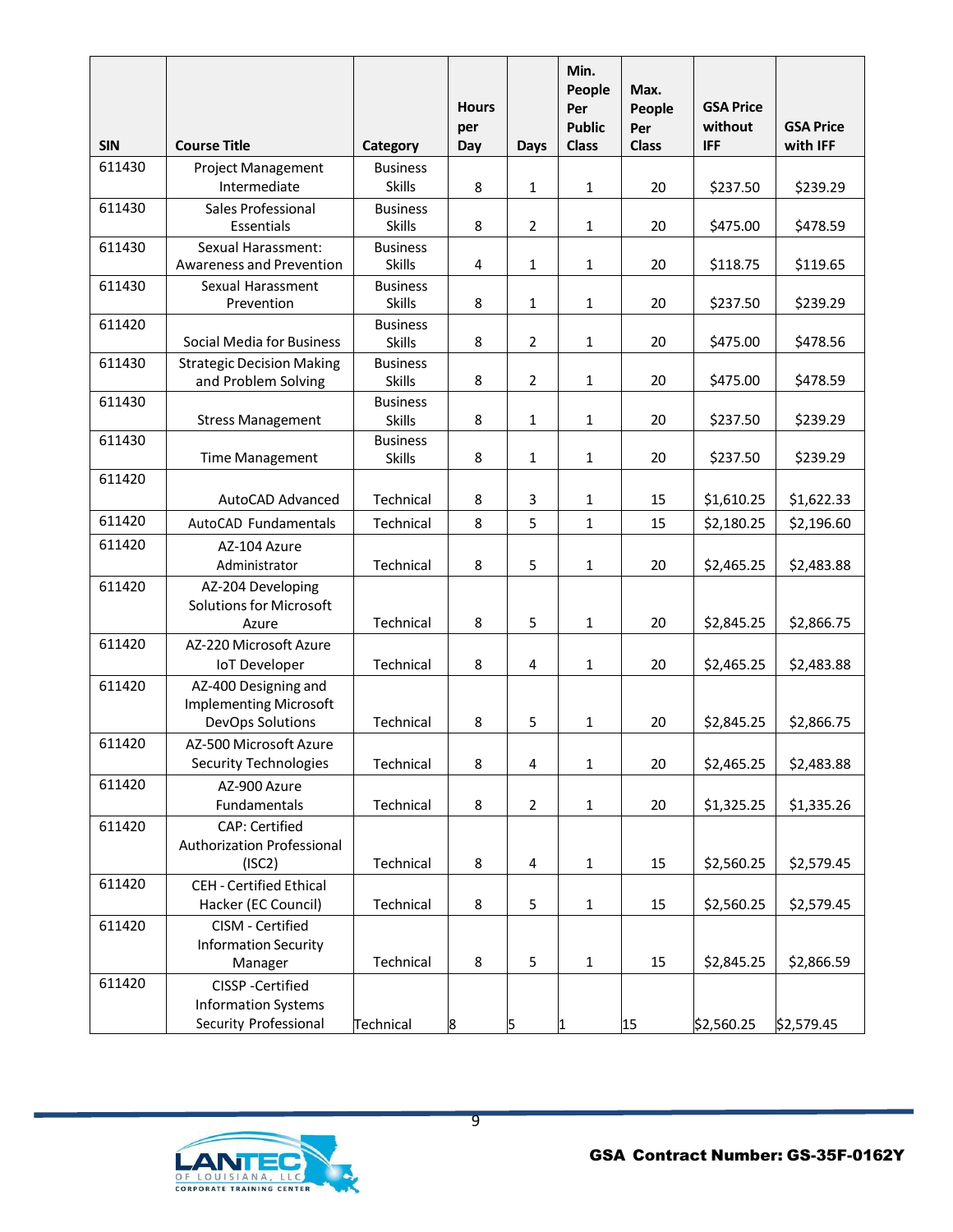| SIN | Course Title | Category | Hours per Day | Days | Min. People Per Public Class | Max. People Per Class | GSA Price without IFF | GSA Price with IFF |
|---|---|---|---|---|---|---|---|---|
| 611430 | Project Management Intermediate | Business Skills | 8 | 1 | 1 | 20 | $237.50 | $239.29 |
| 611430 | Sales Professional Essentials | Business Skills | 8 | 2 | 1 | 20 | $475.00 | $478.59 |
| 611430 | Sexual Harassment: Awareness and Prevention | Business Skills | 4 | 1 | 1 | 20 | $118.75 | $119.65 |
| 611430 | Sexual Harassment Prevention | Business Skills | 8 | 1 | 1 | 20 | $237.50 | $239.29 |
| 611420 | Social Media for Business | Business Skills | 8 | 2 | 1 | 20 | $475.00 | $478.56 |
| 611430 | Strategic Decision Making and Problem Solving | Business Skills | 8 | 2 | 1 | 20 | $475.00 | $478.59 |
| 611430 | Stress Management | Business Skills | 8 | 1 | 1 | 20 | $237.50 | $239.29 |
| 611430 | Time Management | Business Skills | 8 | 1 | 1 | 20 | $237.50 | $239.29 |
| 611420 | AutoCAD Advanced | Technical | 8 | 3 | 1 | 15 | $1,610.25 | $1,622.33 |
| 611420 | AutoCAD Fundamentals | Technical | 8 | 5 | 1 | 15 | $2,180.25 | $2,196.60 |
| 611420 | AZ-104 Azure Administrator | Technical | 8 | 5 | 1 | 20 | $2,465.25 | $2,483.88 |
| 611420 | AZ-204 Developing Solutions for Microsoft Azure | Technical | 8 | 5 | 1 | 20 | $2,845.25 | $2,866.75 |
| 611420 | AZ-220 Microsoft Azure IoT Developer | Technical | 8 | 4 | 1 | 20 | $2,465.25 | $2,483.88 |
| 611420 | AZ-400 Designing and Implementing Microsoft DevOps Solutions | Technical | 8 | 5 | 1 | 20 | $2,845.25 | $2,866.75 |
| 611420 | AZ-500 Microsoft Azure Security Technologies | Technical | 8 | 4 | 1 | 20 | $2,465.25 | $2,483.88 |
| 611420 | AZ-900 Azure Fundamentals | Technical | 8 | 2 | 1 | 20 | $1,325.25 | $1,335.26 |
| 611420 | CAP: Certified Authorization Professional (ISC2) | Technical | 8 | 4 | 1 | 15 | $2,560.25 | $2,579.45 |
| 611420 | CEH - Certified Ethical Hacker (EC Council) | Technical | 8 | 5 | 1 | 15 | $2,560.25 | $2,579.45 |
| 611420 | CISM - Certified Information Security Manager | Technical | 8 | 5 | 1 | 15 | $2,845.25 | $2,866.59 |
| 611420 | CISSP -Certified Information Systems Security Professional | Technical | 8 | 5 | 1 | 15 | $2,560.25 | $2,579.45 |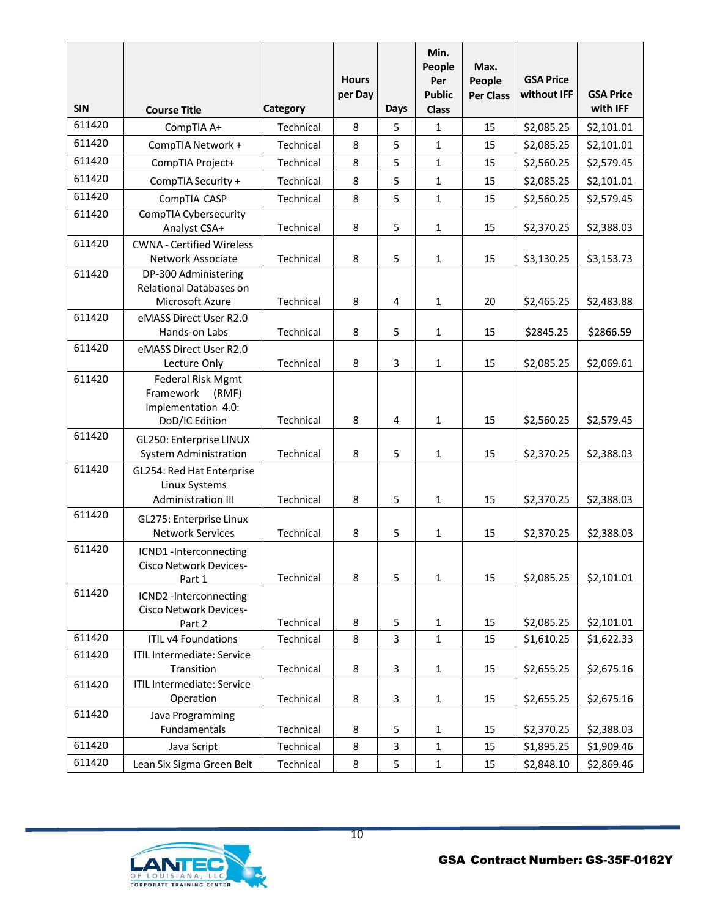| SIN | Course Title | Category | Hours per Day | Days | Min. People Per Public Class | Max. People Per Class | GSA Price without IFF | GSA Price with IFF |
|---|---|---|---|---|---|---|---|---|
| 611420 | CompTIA A+ | Technical | 8 | 5 | 1 | 15 | $2,085.25 | $2,101.01 |
| 611420 | CompTIA Network + | Technical | 8 | 5 | 1 | 15 | $2,085.25 | $2,101.01 |
| 611420 | CompTIA Project+ | Technical | 8 | 5 | 1 | 15 | $2,560.25 | $2,579.45 |
| 611420 | CompTIA Security + | Technical | 8 | 5 | 1 | 15 | $2,085.25 | $2,101.01 |
| 611420 | CompTIA CASP | Technical | 8 | 5 | 1 | 15 | $2,560.25 | $2,579.45 |
| 611420 | CompTIA Cybersecurity Analyst CSA+ | Technical | 8 | 5 | 1 | 15 | $2,370.25 | $2,388.03 |
| 611420 | CWNA - Certified Wireless Network Associate | Technical | 8 | 5 | 1 | 15 | $3,130.25 | $3,153.73 |
| 611420 | DP-300 Administering Relational Databases on Microsoft Azure | Technical | 8 | 4 | 1 | 20 | $2,465.25 | $2,483.88 |
| 611420 | eMASS Direct User R2.0 Hands-on Labs | Technical | 8 | 5 | 1 | 15 | $2845.25 | $2866.59 |
| 611420 | eMASS Direct User R2.0 Lecture Only | Technical | 8 | 3 | 1 | 15 | $2,085.25 | $2,069.61 |
| 611420 | Federal Risk Mgmt Framework (RMF) Implementation 4.0: DoD/IC Edition | Technical | 8 | 4 | 1 | 15 | $2,560.25 | $2,579.45 |
| 611420 | GL250: Enterprise LINUX System Administration | Technical | 8 | 5 | 1 | 15 | $2,370.25 | $2,388.03 |
| 611420 | GL254: Red Hat Enterprise Linux Systems Administration III | Technical | 8 | 5 | 1 | 15 | $2,370.25 | $2,388.03 |
| 611420 | GL275: Enterprise Linux Network Services | Technical | 8 | 5 | 1 | 15 | $2,370.25 | $2,388.03 |
| 611420 | ICND1 -Interconnecting Cisco Network Devices-Part 1 | Technical | 8 | 5 | 1 | 15 | $2,085.25 | $2,101.01 |
| 611420 | ICND2 -Interconnecting Cisco Network Devices-Part 2 | Technical | 8 | 5 | 1 | 15 | $2,085.25 | $2,101.01 |
| 611420 | ITIL v4 Foundations | Technical | 8 | 3 | 1 | 15 | $1,610.25 | $1,622.33 |
| 611420 | ITIL Intermediate: Service Transition | Technical | 8 | 3 | 1 | 15 | $2,655.25 | $2,675.16 |
| 611420 | ITIL Intermediate: Service Operation | Technical | 8 | 3 | 1 | 15 | $2,655.25 | $2,675.16 |
| 611420 | Java Programming Fundamentals | Technical | 8 | 5 | 1 | 15 | $2,370.25 | $2,388.03 |
| 611420 | Java Script | Technical | 8 | 3 | 1 | 15 | $1,895.25 | $1,909.46 |
| 611420 | Lean Six Sigma Green Belt | Technical | 8 | 5 | 1 | 15 | $2,848.10 | $2,869.46 |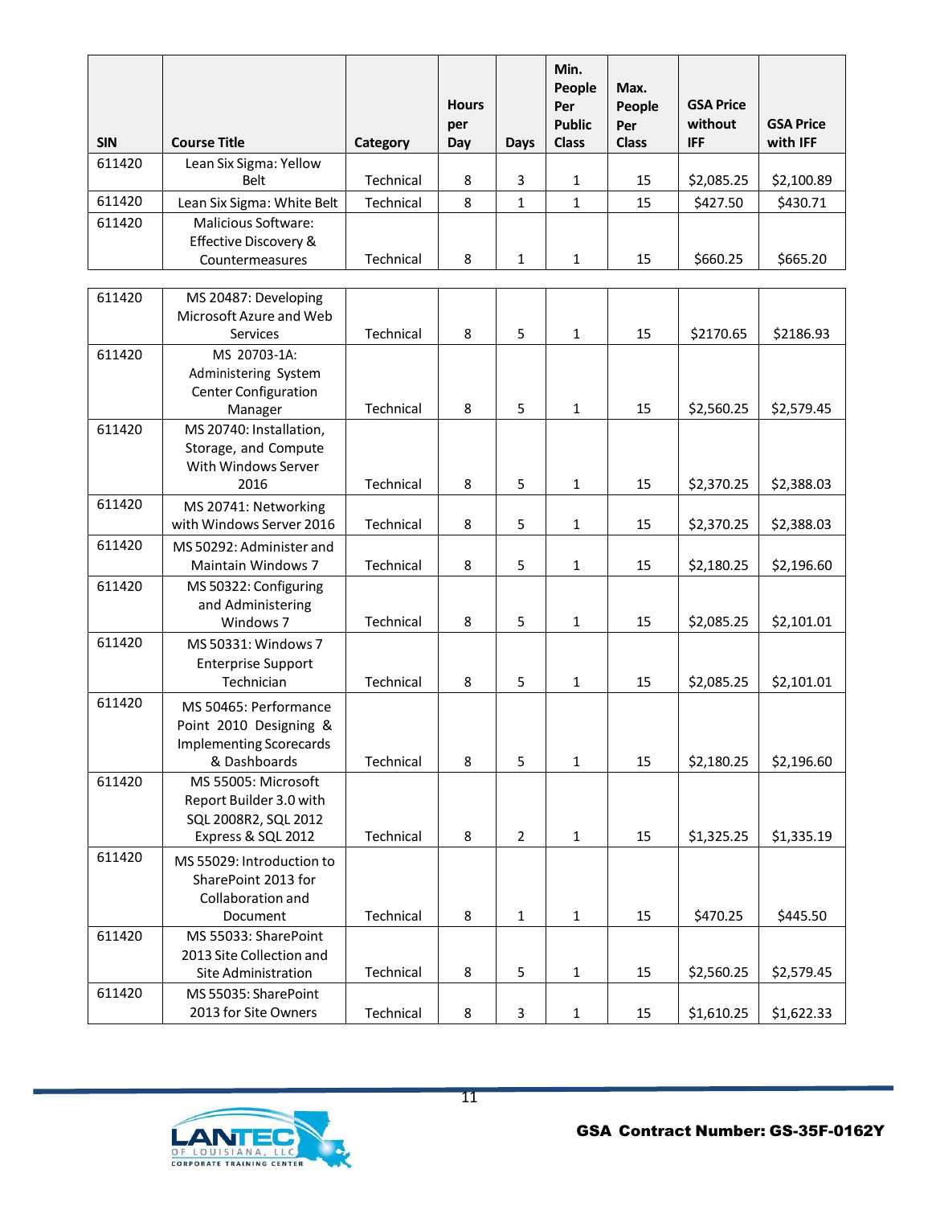| SIN | Course Title | Category | Hours per Day | Days | Min. People Per Public Class | Max. People Per Class | GSA Price without IFF | GSA Price with IFF |
|---|---|---|---|---|---|---|---|---|
| 611420 | Lean Six Sigma: Yellow Belt | Technical | 8 | 3 | 1 | 15 | $2,085.25 | $2,100.89 |
| 611420 | Lean Six Sigma: White Belt | Technical | 8 | 1 | 1 | 15 | $427.50 | $430.71 |
| 611420 | Malicious Software: Effective Discovery & Countermeasures | Technical | 8 | 1 | 1 | 15 | $660.25 | $665.20 |
| 611420 | MS 20487: Developing Microsoft Azure and Web Services | Technical | 8 | 5 | 1 | 15 | $2170.65 | $2186.93 |
| 611420 | MS 20703-1A: Administering System Center Configuration Manager | Technical | 8 | 5 | 1 | 15 | $2,560.25 | $2,579.45 |
| 611420 | MS 20740: Installation, Storage, and Compute With Windows Server 2016 | Technical | 8 | 5 | 1 | 15 | $2,370.25 | $2,388.03 |
| 611420 | MS 20741: Networking with Windows Server 2016 | Technical | 8 | 5 | 1 | 15 | $2,370.25 | $2,388.03 |
| 611420 | MS 50292: Administer and Maintain Windows 7 | Technical | 8 | 5 | 1 | 15 | $2,180.25 | $2,196.60 |
| 611420 | MS 50322: Configuring and Administering Windows 7 | Technical | 8 | 5 | 1 | 15 | $2,085.25 | $2,101.01 |
| 611420 | MS 50331: Windows 7 Enterprise Support Technician | Technical | 8 | 5 | 1 | 15 | $2,085.25 | $2,101.01 |
| 611420 | MS 50465: Performance Point 2010 Designing & Implementing Scorecards & Dashboards | Technical | 8 | 5 | 1 | 15 | $2,180.25 | $2,196.60 |
| 611420 | MS 55005: Microsoft Report Builder 3.0 with SQL 2008R2, SQL 2012 Express & SQL 2012 | Technical | 8 | 2 | 1 | 15 | $1,325.25 | $1,335.19 |
| 611420 | MS 55029: Introduction to SharePoint 2013 for Collaboration and Document | Technical | 8 | 1 | 1 | 15 | $470.25 | $445.50 |
| 611420 | MS 55033: SharePoint 2013 Site Collection and Site Administration | Technical | 8 | 5 | 1 | 15 | $2,560.25 | $2,579.45 |
| 611420 | MS 55035: SharePoint 2013 for Site Owners | Technical | 8 | 3 | 1 | 15 | $1,610.25 | $1,622.33 |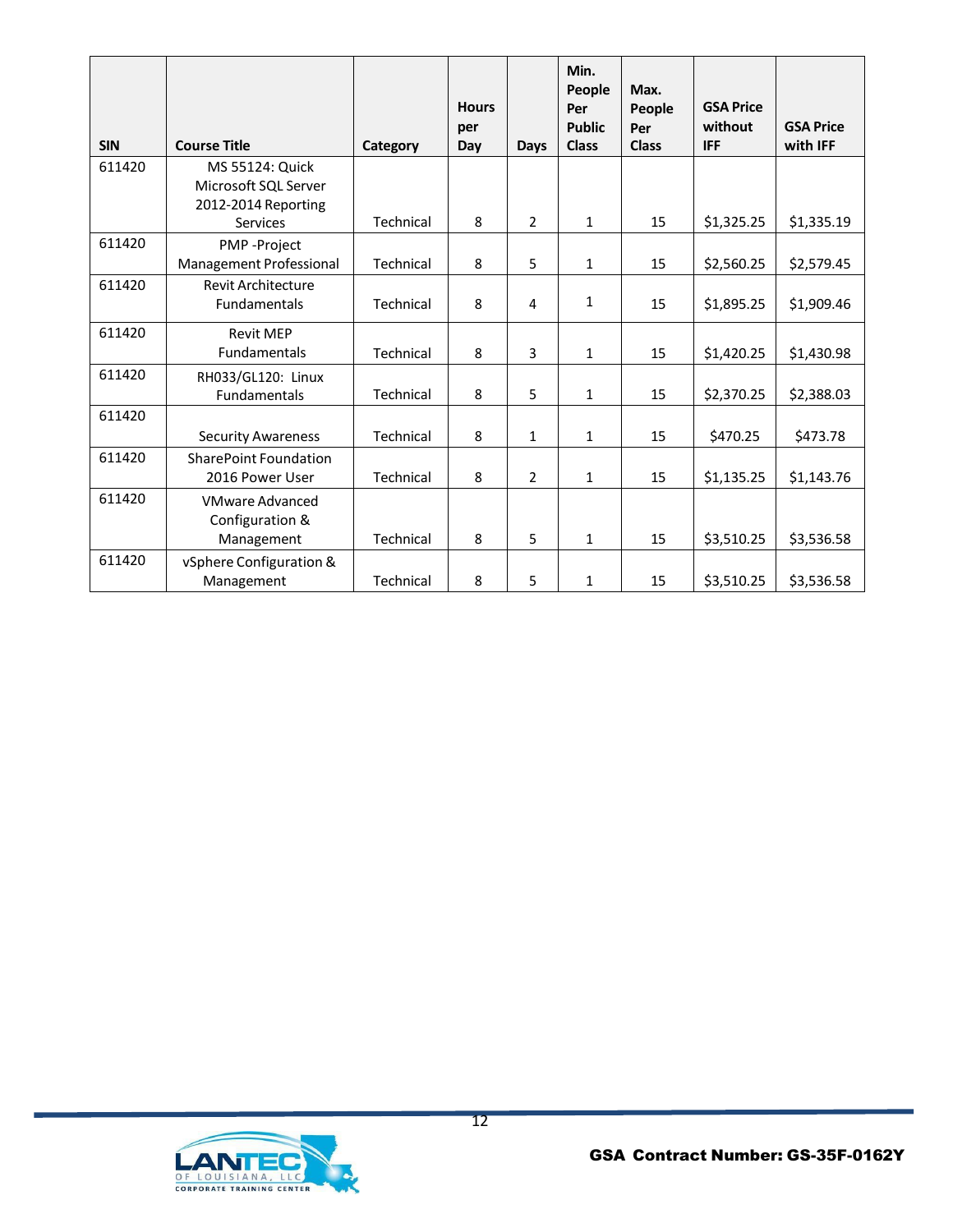| SIN | Course Title | Category | Hours per Day | Days | Min. People Per Public Class | Max. People Per Class | GSA Price without IFF | GSA Price with IFF |
|---|---|---|---|---|---|---|---|---|
| 611420 | MS 55124: Quick Microsoft SQL Server 2012-2014 Reporting Services | Technical | 8 | 2 | 1 | 15 | $1,325.25 | $1,335.19 |
| 611420 | PMP -Project Management Professional | Technical | 8 | 5 | 1 | 15 | $2,560.25 | $2,579.45 |
| 611420 | Revit Architecture Fundamentals | Technical | 8 | 4 | 1 | 15 | $1,895.25 | $1,909.46 |
| 611420 | Revit MEP Fundamentals | Technical | 8 | 3 | 1 | 15 | $1,420.25 | $1,430.98 |
| 611420 | RH033/GL120: Linux Fundamentals | Technical | 8 | 5 | 1 | 15 | $2,370.25 | $2,388.03 |
| 611420 | Security Awareness | Technical | 8 | 1 | 1 | 15 | $470.25 | $473.78 |
| 611420 | SharePoint Foundation 2016 Power User | Technical | 8 | 2 | 1 | 15 | $1,135.25 | $1,143.76 |
| 611420 | VMware Advanced Configuration & Management | Technical | 8 | 5 | 1 | 15 | $3,510.25 | $3,536.58 |
| 611420 | vSphere Configuration & Management | Technical | 8 | 5 | 1 | 15 | $3,510.25 | $3,536.58 |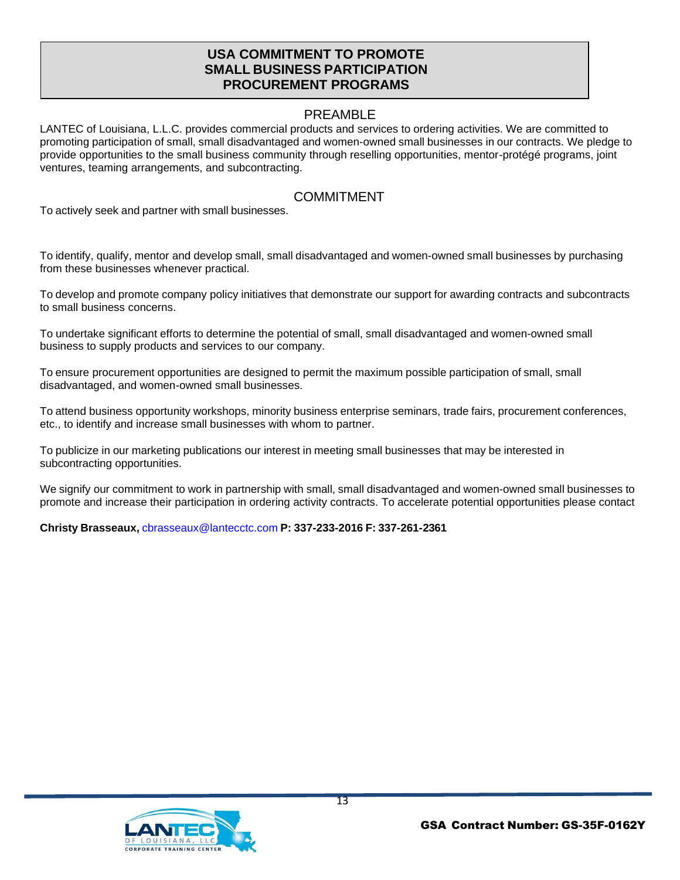# USA COMMITMENT TO PROMOTE SMALL BUSINESS PARTICIPATION PROCUREMENT PROGRAMS

## PREAMBLE

LANTEC of Louisiana, L.L.C. provides commercial products and services to ordering activities. We are committed to promoting participation of small, small disadvantaged and women-owned small businesses in our contracts. We pledge to provide opportunities to the small business community through reselling opportunities, mentor-protégé programs, joint ventures, teaming arrangements, and subcontracting.

## COMMITMENT

To actively seek and partner with small businesses.

To identify, qualify, mentor and develop small, small disadvantaged and women-owned small businesses by purchasing from these businesses whenever practical.

To develop and promote company policy initiatives that demonstrate our support for awarding contracts and subcontracts to small business concerns.

To undertake significant efforts to determine the potential of small, small disadvantaged and women-owned small business to supply products and services to our company.

To ensure procurement opportunities are designed to permit the maximum possible participation of small, small disadvantaged, and women-owned small businesses.

To attend business opportunity workshops, minority business enterprise seminars, trade fairs, procurement conferences, etc., to identify and increase small businesses with whom to partner.

To publicize in our marketing publications our interest in meeting small businesses that may be interested in subcontracting opportunities.

We signify our commitment to work in partnership with small, small disadvantaged and women-owned small businesses to promote and increase their participation in ordering activity contracts. To accelerate potential opportunities please contact

**Christy Brasseaux,** cbrasseaux@lantecctc.com **P: 337-233-2016 F: 337-261-2361**